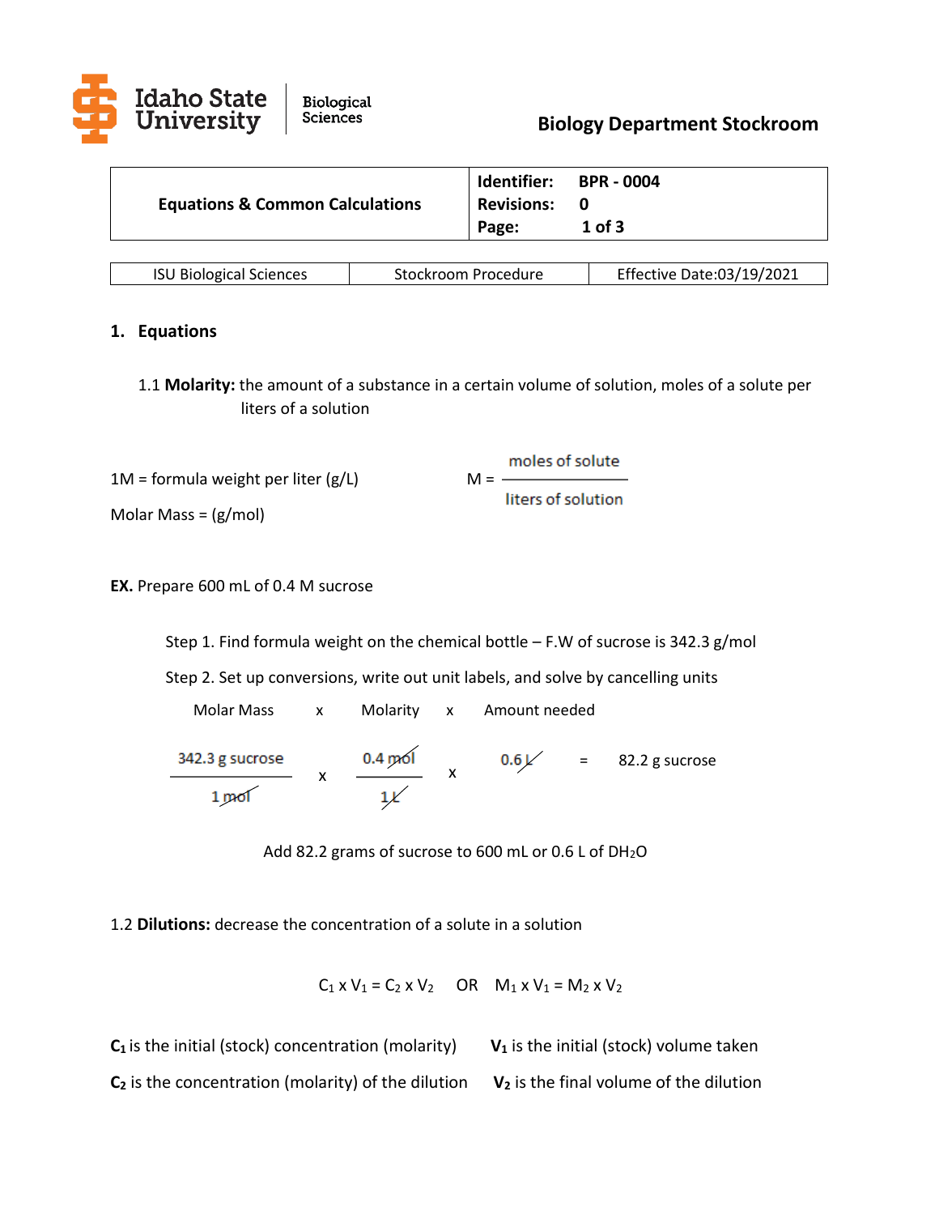**Idaho State University** | Biological Sciences

**Biology Department Stockroom**

| **Equations & Common Calculations** | **Identifier:** BPR - 0004 **Revisions:** 0 **Page:** 1 of 3 |
|---|---|

| ISU Biological Sciences | Stockroom Procedure | Effective Date:03/19/2021 |
|---|---|---|

## 1. Equations

1.1 **Molarity:** the amount of a substance in a certain volume of solution, moles of a solute per liters of a solution

1M = formula weight per liter (g/L)

Molar Mass = (g/mol)

$$M = \frac{\text{moles of solute}}{\text{liters of solution}}$$

**EX.** Prepare 600 mL of 0.4 M sucrose

Step 1. Find formula weight on the chemical bottle – F.W of sucrose is 342.3 g/mol

Step 2. Set up conversions, write out unit labels, and solve by cancelling units

Molar Mass x Molarity x Amount needed

$$\frac{342.3 \text{ g sucrose}}{1 \text{ mol}} \times \frac{0.4 \text{ mol}}{1 \text{ L}} \times 0.6 \text{ L} = 82.2 \text{ g sucrose}$$

Add 82.2 grams of sucrose to 600 mL or 0.6 L of $DH_2O$

1.2 **Dilutions:** decrease the concentration of a solute in a solution

$$C_1 \times V_1 = C_2 \times V_2 \quad \text{OR} \quad M_1 \times V_1 = M_2 \times V_2$$

**$C_1$** is the initial (stock) concentration (molarity)

**$C_2$** is the concentration (molarity) of the dilution

**$V_1$** is the initial (stock) volume taken

**$V_2$** is the final volume of the dilution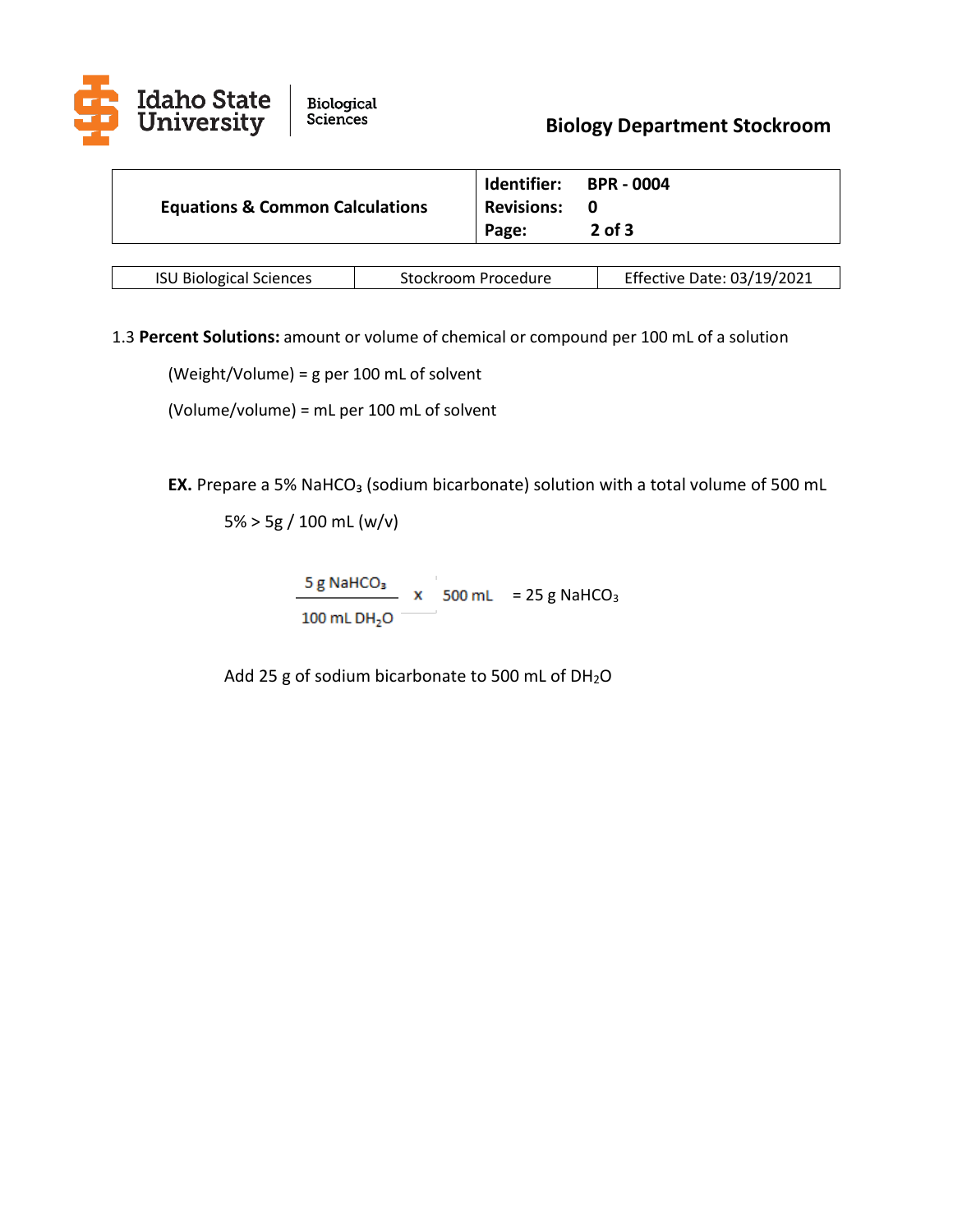1.3 **Percent Solutions:** amount or volume of chemical or compound per 100 mL of a solution

(Weight/Volume) = g per 100 mL of solvent

(Volume/volume) = mL per 100 mL of solvent

**EX.** Prepare a 5% $NaHCO_3$ (sodium bicarbonate) solution with a total volume of 500 mL

5% > 5g / 100 mL (w/v)

$$\frac{5 \text{ g } NaHCO_3}{100 \text{ mL } DH_2O} \times 500 \text{ mL} = 25 \text{ g } NaHCO_3$$

Add 25 g of sodium bicarbonate to 500 mL of $DH_2O$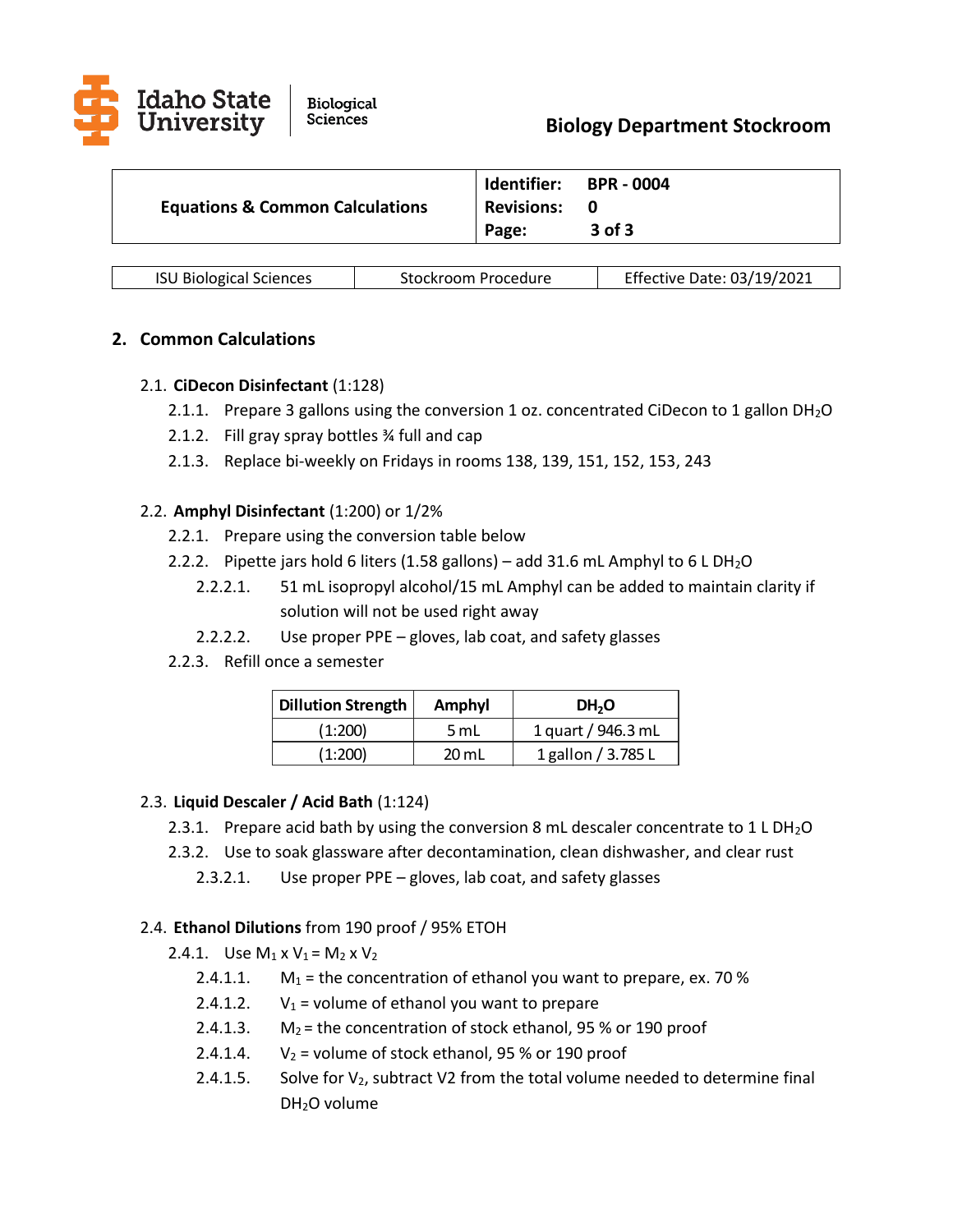**Equations & Common Calculations**

| | |
|---|---|
| Identifier: | BPR - 0004 |
| Revisions: | 0 |

| | | |
|---|---|---|
| ISU Biological Sciences | Stockroom Procedure | Effective Date: 03/19/2021 |

## 2. Common Calculations

### 2.1. **CiDecon Disinfectant** (1:128)

2.1.1. Prepare 3 gallons using the conversion 1 oz. concentrated CiDecon to 1 gallon $DH_2O$

2.1.2. Fill gray spray bottles ¾ full and cap

2.1.3. Replace bi-weekly on Fridays in rooms 138, 139, 151, 152, 153, 243

### 2.2. **Amphyl Disinfectant** (1:200) or 1/2%

2.2.1. Prepare using the conversion table below

2.2.2. Pipette jars hold 6 liters (1.58 gallons) – add 31.6 mL Amphyl to 6 L $DH_2O$

2.2.2.1. 51 mL isopropyl alcohol/15 mL Amphyl can be added to maintain clarity if solution will not be used right away

2.2.2.2. Use proper PPE – gloves, lab coat, and safety glasses

2.2.3. Refill once a semester

| Dillution Strength | Amphyl | $DH_2O$ |
|---|---|---|
| (1:200) | 5 mL | 1 quart / 946.3 mL |
| (1:200) | 20 mL | 1 gallon / 3.785 L |

### 2.3. **Liquid Descaler / Acid Bath** (1:124)

2.3.1. Prepare acid bath by using the conversion 8 mL descaler concentrate to 1 L $DH_2O$

2.3.2. Use to soak glassware after decontamination, clean dishwasher, and clear rust

2.3.2.1. Use proper PPE – gloves, lab coat, and safety glasses

### 2.4. **Ethanol Dilutions** from 190 proof / 95% ETOH

2.4.1. Use $M_1 \times V_1 = M_2 \times V_2$

2.4.1.1. $M_1$ = the concentration of ethanol you want to prepare, ex. 70 %

2.4.1.2. $V_1$ = volume of ethanol you want to prepare

2.4.1.3. $M_2$ = the concentration of stock ethanol, 95 % or 190 proof

2.4.1.4. $V_2$ = volume of stock ethanol, 95 % or 190 proof

2.4.1.5. Solve for $V_2$, subtract V2 from the total volume needed to determine final $DH_2O$ volume